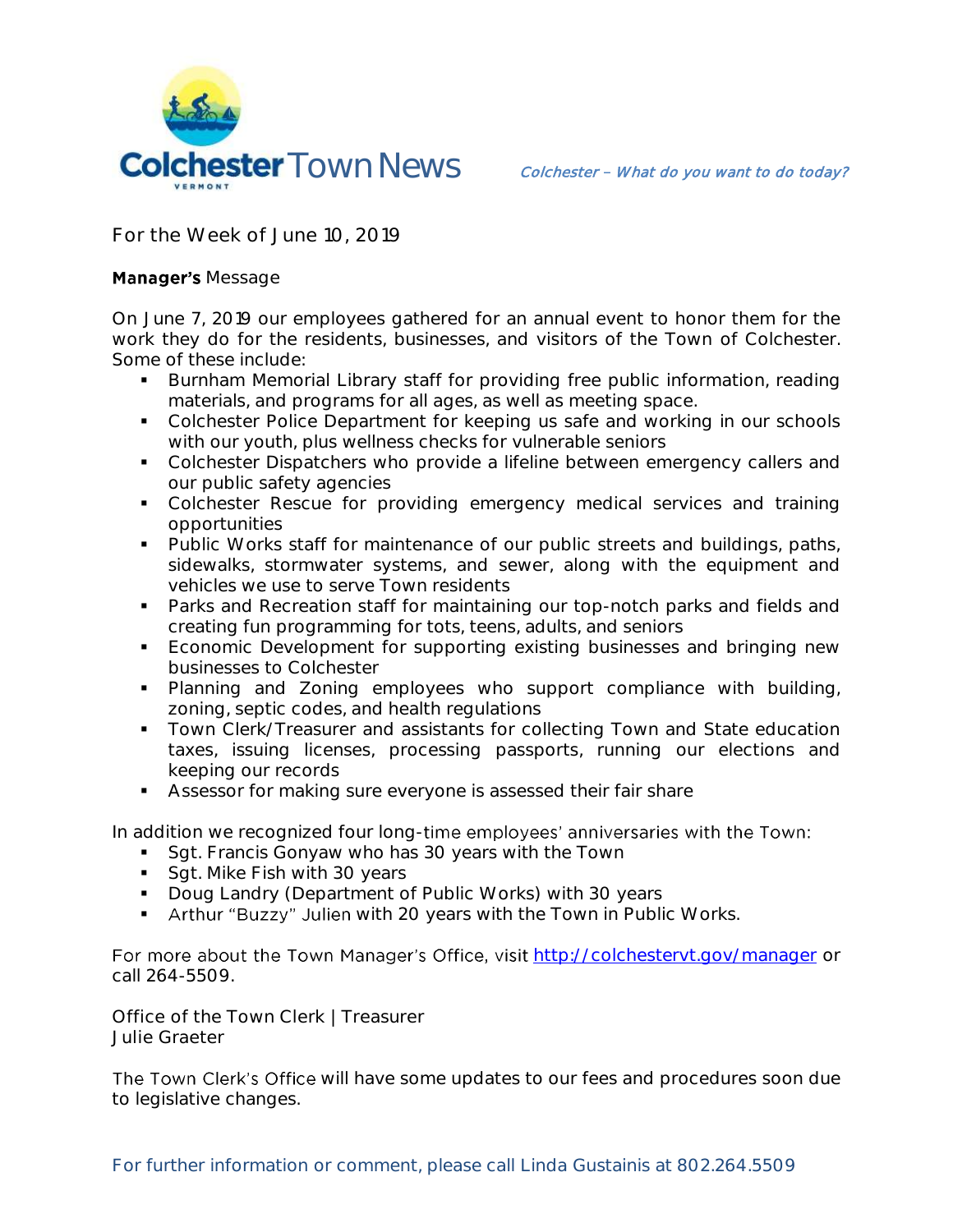# Colchester Town News

*Colchester – What do you want to do today?*

For the Week of June 10, 2019

## Manager's Message

On June 7, 2019 our employees gathered for an annual event to honor them for the work they do for the residents, businesses, and visitors of the Town of Colchester. Some of these include:

- Burnham Memorial Library staff for providing free public information, reading materials, and programs for all ages, as well as meeting space.
- Colchester Police Department for keeping us safe and working in our schools with our youth, plus wellness checks for vulnerable seniors
- Colchester Dispatchers who provide a lifeline between emergency callers and our public safety agencies
- Colchester Rescue for providing emergency medical services and training opportunities
- Public Works staff for maintenance of our public streets and buildings, paths, sidewalks, stormwater systems, and sewer, along with the equipment and vehicles we use to serve Town residents
- Parks and Recreation staff for maintaining our top-notch parks and fields and creating fun programming for tots, teens, adults, and seniors
- Economic Development for supporting existing businesses and bringing new businesses to Colchester
- Planning and Zoning employees who support compliance with building, zoning, septic codes, and health regulations
- Town Clerk/Treasurer and assistants for collecting Town and State education taxes, issuing licenses, processing passports, running our elections and keeping our records
- Assessor for making sure everyone is assessed their fair share

In addition we recognized four long-time employees' anniversaries with the Town:

- Sgt. Francis Gonyaw who has 30 years with the Town
- Sgt. Mike Fish with 30 years
- Doug Landry (Department of Public Works) with 30 years
- Arthur "Buzzy" Julien with 20 years with the Town in Public Works.

For more about the Town Manager's Office, visit http://colchestervt.gov/manager or call 264-5509.

## Office of the Town Clerk | Treasurer
Julie Graeter

The Town Clerk's Office will have some updates to our fees and procedures soon due to legislative changes.

For further information or comment, please call Linda Gustainis at 802.264.5509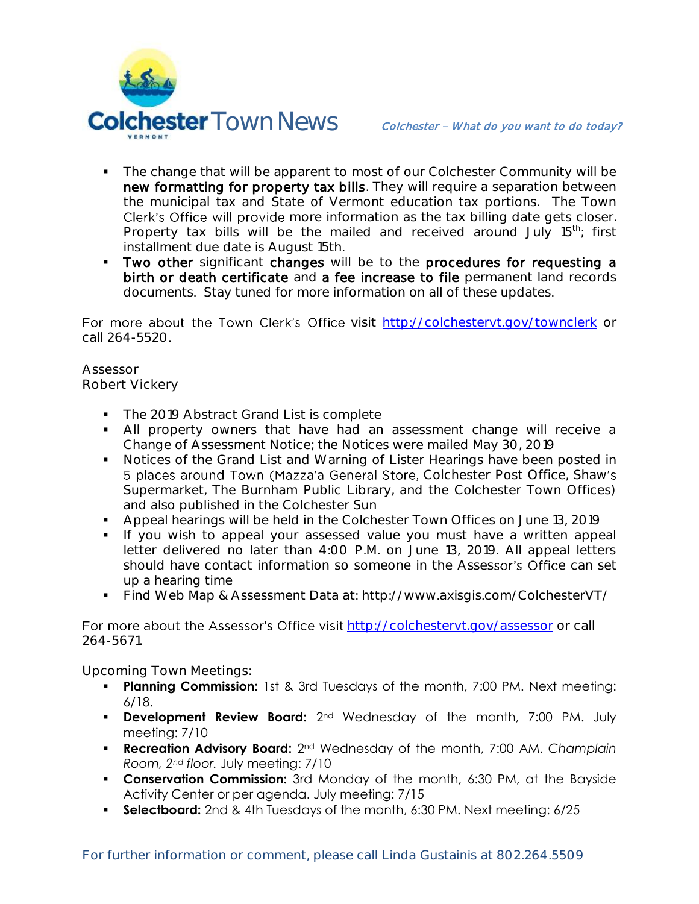- The change that will be apparent to most of our Colchester Community will be **new formatting for property tax bills**. They will require a separation between the municipal tax and State of Vermont education tax portions. The Town Clerk's Office will provide more information as the tax billing date gets closer. Property tax bills will be the mailed and received around July 15th; first installment due date is August 15th.
- **Two other** significant **changes** will be to the **procedures for requesting a birth or death certificate** and **a fee increase to file** permanent land records documents. Stay tuned for more information on all of these updates.

For more about the Town Clerk's Office visit http://colchestervt.gov/townclerk or call 264-5520.

Assessor
Robert Vickery

- The 2019 Abstract Grand List is complete
- All property owners that have had an assessment change will receive a Change of Assessment Notice; the Notices were mailed May 30, 2019
- Notices of the Grand List and Warning of Lister Hearings have been posted in 5 places around Town (Mazza'a General Store, Colchester Post Office, Shaw's Supermarket, The Burnham Public Library, and the Colchester Town Offices) and also published in the Colchester Sun
- Appeal hearings will be held in the Colchester Town Offices on June 13, 2019
- If you wish to appeal your assessed value you must have a written appeal letter delivered no later than 4:00 P.M. on June 13, 2019. All appeal letters should have contact information so someone in the Assessor's Office can set up a hearing time
- Find Web Map & Assessment Data at: http://www.axisgis.com/ColchesterVT/

For more about the Assessor's Office visit http://colchestervt.gov/assessor or call 264-5671.

Upcoming Town Meetings:

- **Planning Commission:** 1st & 3rd Tuesdays of the month, 7:00 PM. Next meeting: 6/18.
- **Development Review Board:** 2nd Wednesday of the month, 7:00 PM. July meeting: 7/10
- **Recreation Advisory Board:** 2nd Wednesday of the month, 7:00 AM. *Champlain Room, 2nd floor.* July meeting: 7/10
- **Conservation Commission:** 3rd Monday of the month, 6:30 PM, at the Bayside Activity Center or per agenda. July meeting: 7/15
- **Selectboard:** 2nd & 4th Tuesdays of the month, 6:30 PM. Next meeting: 6/25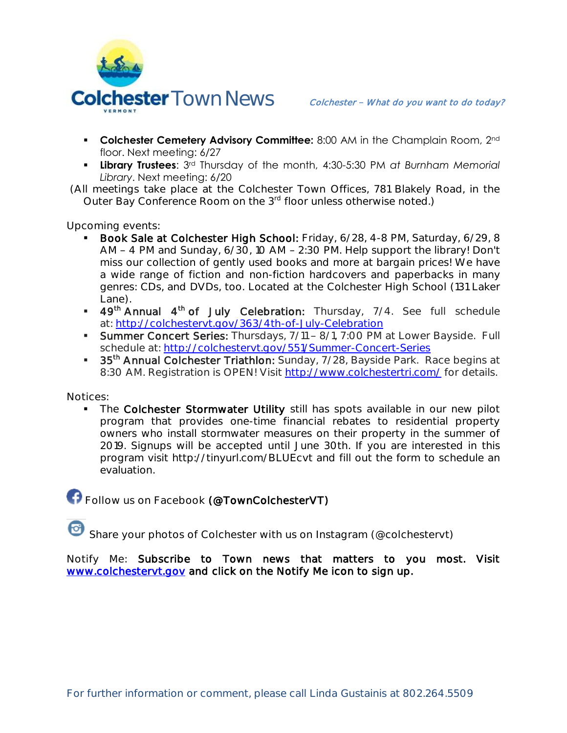- **Colchester Cemetery Advisory Committee:** 8:00 AM in the Champlain Room, 2nd floor. Next meeting: 6/27
- **Library Trustees**: 3rd Thursday of the month, 4:30-5:30 PM *at Burnham Memorial Library*. Next meeting: 6/20

(All meetings take place at the Colchester Town Offices, 781 Blakely Road, in the Outer Bay Conference Room on the 3rd floor unless otherwise noted.)

Upcoming events:

- **Book Sale at Colchester High School:** Friday, 6/28, 4-8 PM, Saturday, 6/29, 8 AM – 4 PM and Sunday, 6/30, 10 AM – 2:30 PM. Help support the library! Don't miss our collection of gently used books and more at bargain prices! We have a wide range of fiction and non-fiction hardcovers and paperbacks in many genres: CDs, and DVDs, too. Located at the Colchester High School (131 Laker Lane).
- **49th Annual 4th of July Celebration:** Thursday, 7/4. See full schedule at: http://colchestervt.gov/363/4th-of-July-Celebration
- **Summer Concert Series:** Thursdays, 7/11 – 8/1, 7:00 PM at Lower Bayside. Full schedule at: http://colchestervt.gov/551/Summer-Concert-Series
- **35th Annual Colchester Triathlon:** Sunday, 7/28, Bayside Park. Race begins at 8:30 AM. Registration is OPEN! Visit http://www.colchestertri.com/ for details.

Notices:

- The **Colchester Stormwater Utility** still has spots available in our new pilot program that provides one-time financial rebates to residential property owners who install stormwater measures on their property in the summer of 2019. Signups will be accepted until June 30th. If you are interested in this program visit http://tinyurl.com/BLUEcvt and fill out the form to schedule an evaluation.

Follow us on Facebook **(@TownColchesterVT)**

Share your photos of Colchester with us on Instagram (@colchestervt)

Notify Me: **Subscribe to Town news that matters to you most. Visit www.colchestervt.gov and click on the Notify Me icon to sign up.**

For further information or comment, please call Linda Gustainis at 802.264.5509